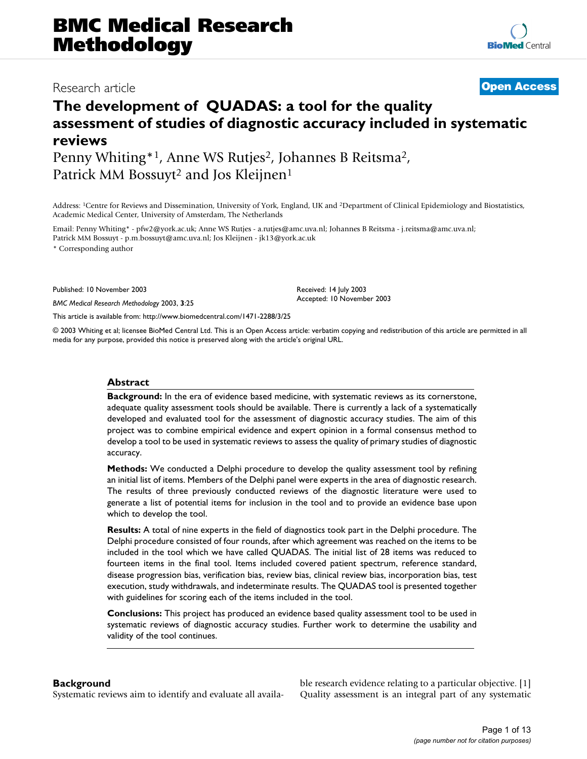# BMC Medical Research Methodology

Research article **Open Access**

# The development of QUADAS: a tool for the quality assessment of studies of diagnostic accuracy included in systematic reviews

Penny Whiting*[1], Anne WS Rutjes[2], Johannes B Reitsma[2], Patrick MM Bossuyt[2] and Jos Kleijnen[1]

Address: [1]Centre for Reviews and Dissemination, University of York, England, UK and [2]Department of Clinical Epidemiology and Biostatistics, Academic Medical Center, University of Amsterdam, The Netherlands

Email: Penny Whiting* - pfw2@york.ac.uk; Anne WS Rutjes - a.rutjes@amc.uva.nl; Johannes B Reitsma - j.reitsma@amc.uva.nl; Patrick MM Bossuyt - p.m.bossuyt@amc.uva.nl; Jos Kleijnen - jk13@york.ac.uk

\* Corresponding author

Published: 10 November 2003

*BMC Medical Research Methodology* 2003, **3**:25

Received: 14 July 2003
Accepted: 10 November 2003

This article is available from: http://www.biomedcentral.com/1471-2288/3/25

© 2003 Whiting et al; licensee BioMed Central Ltd. This is an Open Access article: verbatim copying and redistribution of this article are permitted in all media for any purpose, provided this notice is preserved along with the article's original URL.

## Abstract

**Background:** In the era of evidence based medicine, with systematic reviews as its cornerstone, adequate quality assessment tools should be available. There is currently a lack of a systematically developed and evaluated tool for the assessment of diagnostic accuracy studies. The aim of this project was to combine empirical evidence and expert opinion in a formal consensus method to develop a tool to be used in systematic reviews to assess the quality of primary studies of diagnostic accuracy.

**Methods:** We conducted a Delphi procedure to develop the quality assessment tool by refining an initial list of items. Members of the Delphi panel were experts in the area of diagnostic research. The results of three previously conducted reviews of the diagnostic literature were used to generate a list of potential items for inclusion in the tool and to provide an evidence base upon which to develop the tool.

**Results:** A total of nine experts in the field of diagnostics took part in the Delphi procedure. The Delphi procedure consisted of four rounds, after which agreement was reached on the items to be included in the tool which we have called QUADAS. The initial list of 28 items was reduced to fourteen items in the final tool. Items included covered patient spectrum, reference standard, disease progression bias, verification bias, review bias, clinical review bias, incorporation bias, test execution, study withdrawals, and indeterminate results. The QUADAS tool is presented together with guidelines for scoring each of the items included in the tool.

**Conclusions:** This project has produced an evidence based quality assessment tool to be used in systematic reviews of diagnostic accuracy studies. Further work to determine the usability and validity of the tool continues.

## Background

Systematic reviews aim to identify and evaluate all available research evidence relating to a particular objective. [1] Quality assessment is an integral part of any systematic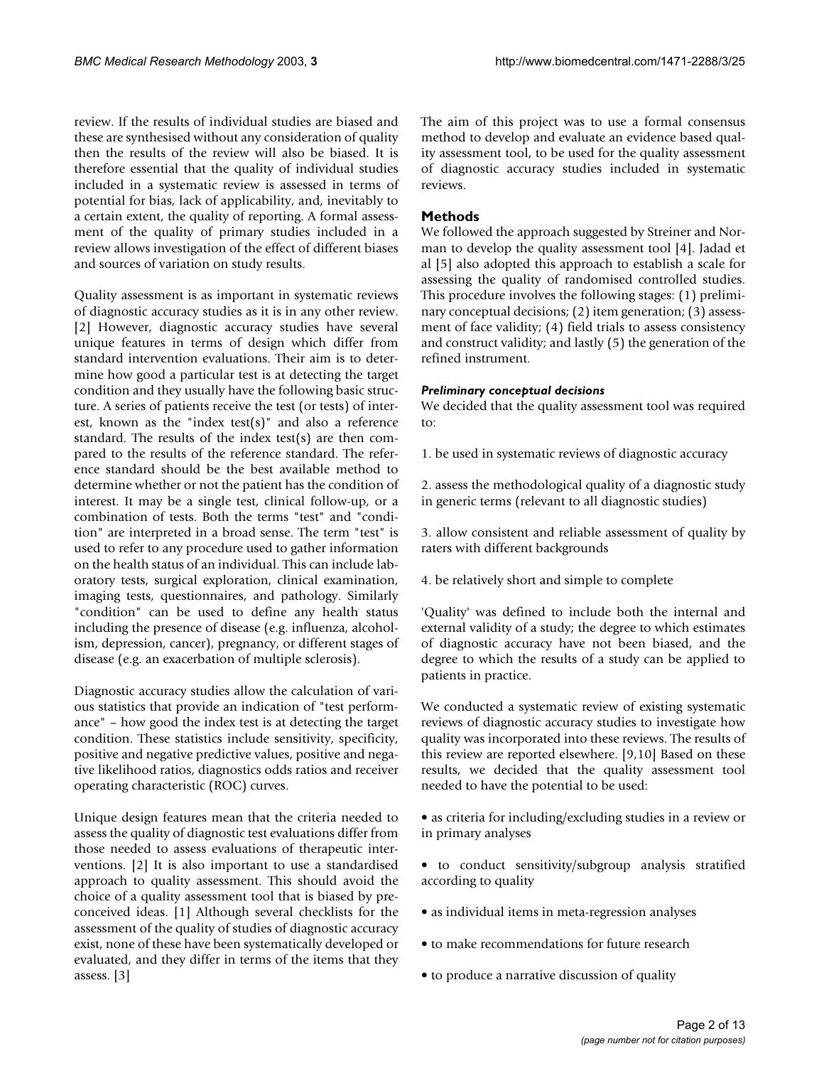review. If the results of individual studies are biased and these are synthesised without any consideration of quality then the results of the review will also be biased. It is therefore essential that the quality of individual studies included in a systematic review is assessed in terms of potential for bias, lack of applicability, and, inevitably to a certain extent, the quality of reporting. A formal assessment of the quality of primary studies included in a review allows investigation of the effect of different biases and sources of variation on study results.

Quality assessment is as important in systematic reviews of diagnostic accuracy studies as it is in any other review. [2] However, diagnostic accuracy studies have several unique features in terms of design which differ from standard intervention evaluations. Their aim is to determine how good a particular test is at detecting the target condition and they usually have the following basic structure. A series of patients receive the test (or tests) of interest, known as the "index test(s)" and also a reference standard. The results of the index test(s) are then compared to the results of the reference standard. The reference standard should be the best available method to determine whether or not the patient has the condition of interest. It may be a single test, clinical follow-up, or a combination of tests. Both the terms "test" and "condition" are interpreted in a broad sense. The term "test" is used to refer to any procedure used to gather information on the health status of an individual. This can include laboratory tests, surgical exploration, clinical examination, imaging tests, questionnaires, and pathology. Similarly "condition" can be used to define any health status including the presence of disease (e.g. influenza, alcoholism, depression, cancer), pregnancy, or different stages of disease (e.g. an exacerbation of multiple sclerosis).

Diagnostic accuracy studies allow the calculation of various statistics that provide an indication of "test performance" – how good the index test is at detecting the target condition. These statistics include sensitivity, specificity, positive and negative predictive values, positive and negative likelihood ratios, diagnostics odds ratios and receiver operating characteristic (ROC) curves.

Unique design features mean that the criteria needed to assess the quality of diagnostic test evaluations differ from those needed to assess evaluations of therapeutic interventions. [2] It is also important to use a standardised approach to quality assessment. This should avoid the choice of a quality assessment tool that is biased by preconceived ideas. [1] Although several checklists for the assessment of the quality of studies of diagnostic accuracy exist, none of these have been systematically developed or evaluated, and they differ in terms of the items that they assess. [3]

The aim of this project was to use a formal consensus method to develop and evaluate an evidence based quality assessment tool, to be used for the quality assessment of diagnostic accuracy studies included in systematic reviews.

## Methods

We followed the approach suggested by Streiner and Norman to develop the quality assessment tool [4]. Jadad et al [5] also adopted this approach to establish a scale for assessing the quality of randomised controlled studies. This procedure involves the following stages: (1) preliminary conceptual decisions; (2) item generation; (3) assessment of face validity; (4) field trials to assess consistency and construct validity; and lastly (5) the generation of the refined instrument.

### *Preliminary conceptual decisions*

We decided that the quality assessment tool was required to:

1. be used in systematic reviews of diagnostic accuracy

2. assess the methodological quality of a diagnostic study in generic terms (relevant to all diagnostic studies)

3. allow consistent and reliable assessment of quality by raters with different backgrounds

4. be relatively short and simple to complete

'Quality' was defined to include both the internal and external validity of a study; the degree to which estimates of diagnostic accuracy have not been biased, and the degree to which the results of a study can be applied to patients in practice.

We conducted a systematic review of existing systematic reviews of diagnostic accuracy studies to investigate how quality was incorporated into these reviews. The results of this review are reported elsewhere. [9,10] Based on these results, we decided that the quality assessment tool needed to have the potential to be used:

- as criteria for including/excluding studies in a review or in primary analyses
- to conduct sensitivity/subgroup analysis stratified according to quality
- as individual items in meta-regression analyses
- to make recommendations for future research
- to produce a narrative discussion of quality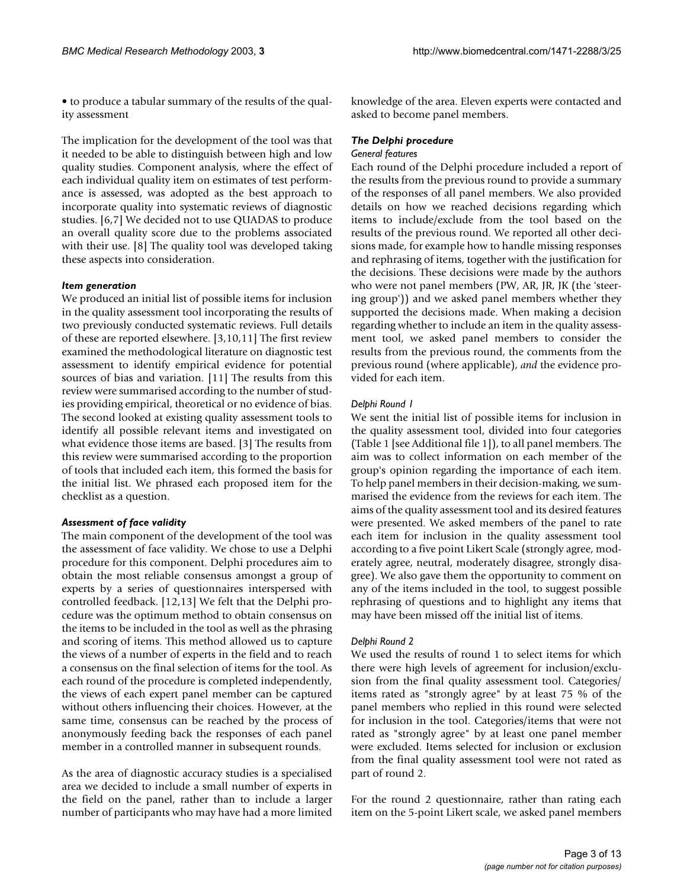• to produce a tabular summary of the results of the quality assessment

The implication for the development of the tool was that it needed to be able to distinguish between high and low quality studies. Component analysis, where the effect of each individual quality item on estimates of test performance is assessed, was adopted as the best approach to incorporate quality into systematic reviews of diagnostic studies. [6,7] We decided not to use QUADAS to produce an overall quality score due to the problems associated with their use. [8] The quality tool was developed taking these aspects into consideration.

### *Item generation*

We produced an initial list of possible items for inclusion in the quality assessment tool incorporating the results of two previously conducted systematic reviews. Full details of these are reported elsewhere. [3,10,11] The first review examined the methodological literature on diagnostic test assessment to identify empirical evidence for potential sources of bias and variation. [11] The results from this review were summarised according to the number of studies providing empirical, theoretical or no evidence of bias. The second looked at existing quality assessment tools to identify all possible relevant items and investigated on what evidence those items are based. [3] The results from this review were summarised according to the proportion of tools that included each item, this formed the basis for the initial list. We phrased each proposed item for the checklist as a question.

### *Assessment of face validity*

The main component of the development of the tool was the assessment of face validity. We chose to use a Delphi procedure for this component. Delphi procedures aim to obtain the most reliable consensus amongst a group of experts by a series of questionnaires interspersed with controlled feedback. [12,13] We felt that the Delphi procedure was the optimum method to obtain consensus on the items to be included in the tool as well as the phrasing and scoring of items. This method allowed us to capture the views of a number of experts in the field and to reach a consensus on the final selection of items for the tool. As each round of the procedure is completed independently, the views of each expert panel member can be captured without others influencing their choices. However, at the same time, consensus can be reached by the process of anonymously feeding back the responses of each panel member in a controlled manner in subsequent rounds.

As the area of diagnostic accuracy studies is a specialised area we decided to include a small number of experts in the field on the panel, rather than to include a larger number of participants who may have had a more limited knowledge of the area. Eleven experts were contacted and asked to become panel members.

### *The Delphi procedure*

#### *General features*

Each round of the Delphi procedure included a report of the results from the previous round to provide a summary of the responses of all panel members. We also provided details on how we reached decisions regarding which items to include/exclude from the tool based on the results of the previous round. We reported all other decisions made, for example how to handle missing responses and rephrasing of items, together with the justification for the decisions. These decisions were made by the authors who were not panel members (PW, AR, JR, JK (the 'steering group')) and we asked panel members whether they supported the decisions made. When making a decision regarding whether to include an item in the quality assessment tool, we asked panel members to consider the results from the previous round, the comments from the previous round (where applicable), *and* the evidence provided for each item.

#### *Delphi Round 1*

We sent the initial list of possible items for inclusion in the quality assessment tool, divided into four categories (Table 1 [see Additional file 1]), to all panel members. The aim was to collect information on each member of the group's opinion regarding the importance of each item. To help panel members in their decision-making, we summarised the evidence from the reviews for each item. The aims of the quality assessment tool and its desired features were presented. We asked members of the panel to rate each item for inclusion in the quality assessment tool according to a five point Likert Scale (strongly agree, moderately agree, neutral, moderately disagree, strongly disagree). We also gave them the opportunity to comment on any of the items included in the tool, to suggest possible rephrasing of questions and to highlight any items that may have been missed off the initial list of items.

#### *Delphi Round 2*

We used the results of round 1 to select items for which there were high levels of agreement for inclusion/exclusion from the final quality assessment tool. Categories/items rated as "strongly agree" by at least 75 % of the panel members who replied in this round were selected for inclusion in the tool. Categories/items that were not rated as "strongly agree" by at least one panel member were excluded. Items selected for inclusion or exclusion from the final quality assessment tool were not rated as part of round 2.

For the round 2 questionnaire, rather than rating each item on the 5-point Likert scale, we asked panel members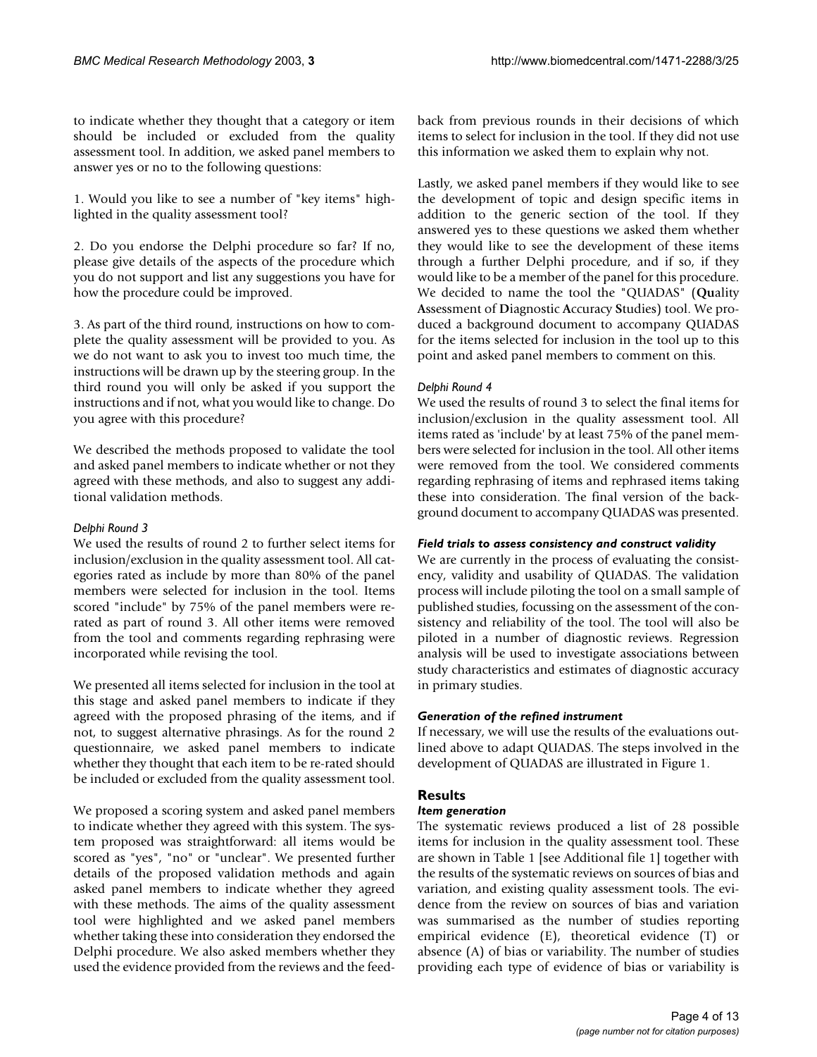to indicate whether they thought that a category or item should be included or excluded from the quality assessment tool. In addition, we asked panel members to answer yes or no to the following questions:

1. Would you like to see a number of "key items" highlighted in the quality assessment tool?

2. Do you endorse the Delphi procedure so far? If no, please give details of the aspects of the procedure which you do not support and list any suggestions you have for how the procedure could be improved.

3. As part of the third round, instructions on how to complete the quality assessment will be provided to you. As we do not want to ask you to invest too much time, the instructions will be drawn up by the steering group. In the third round you will only be asked if you support the instructions and if not, what you would like to change. Do you agree with this procedure?

We described the methods proposed to validate the tool and asked panel members to indicate whether or not they agreed with these methods, and also to suggest any additional validation methods.

*Delphi Round 3*

We used the results of round 2 to further select items for inclusion/exclusion in the quality assessment tool. All categories rated as include by more than 80% of the panel members were selected for inclusion in the tool. Items scored "include" by 75% of the panel members were rerated as part of round 3. All other items were removed from the tool and comments regarding rephrasing were incorporated while revising the tool.

We presented all items selected for inclusion in the tool at this stage and asked panel members to indicate if they agreed with the proposed phrasing of the items, and if not, to suggest alternative phrasings. As for the round 2 questionnaire, we asked panel members to indicate whether they thought that each item to be re-rated should be included or excluded from the quality assessment tool.

We proposed a scoring system and asked panel members to indicate whether they agreed with this system. The system proposed was straightforward: all items would be scored as "yes", "no" or "unclear". We presented further details of the proposed validation methods and again asked panel members to indicate whether they agreed with these methods. The aims of the quality assessment tool were highlighted and we asked panel members whether taking these into consideration they endorsed the Delphi procedure. We also asked members whether they used the evidence provided from the reviews and the feedback from previous rounds in their decisions of which items to select for inclusion in the tool. If they did not use this information we asked them to explain why not.

Lastly, we asked panel members if they would like to see the development of topic and design specific items in addition to the generic section of the tool. If they answered yes to these questions we asked them whether they would like to see the development of these items through a further Delphi procedure, and if so, if they would like to be a member of the panel for this procedure. We decided to name the tool the "QUADAS" (**Qu**ality **A**ssessment of **D**iagnostic **A**ccuracy **S**tudies) tool. We produced a background document to accompany QUADAS for the items selected for inclusion in the tool up to this point and asked panel members to comment on this.

*Delphi Round 4*

We used the results of round 3 to select the final items for inclusion/exclusion in the quality assessment tool. All items rated as 'include' by at least 75% of the panel members were selected for inclusion in the tool. All other items were removed from the tool. We considered comments regarding rephrasing of items and rephrased items taking these into consideration. The final version of the background document to accompany QUADAS was presented.

### *Field trials to assess consistency and construct validity*

We are currently in the process of evaluating the consistency, validity and usability of QUADAS. The validation process will include piloting the tool on a small sample of published studies, focussing on the assessment of the consistency and reliability of the tool. The tool will also be piloted in a number of diagnostic reviews. Regression analysis will be used to investigate associations between study characteristics and estimates of diagnostic accuracy in primary studies.

### *Generation of the refined instrument*

If necessary, we will use the results of the evaluations outlined above to adapt QUADAS. The steps involved in the development of QUADAS are illustrated in Figure 1.

## Results

### *Item generation*

The systematic reviews produced a list of 28 possible items for inclusion in the quality assessment tool. These are shown in Table 1 [see Additional file 1] together with the results of the systematic reviews on sources of bias and variation, and existing quality assessment tools. The evidence from the review on sources of bias and variation was summarised as the number of studies reporting empirical evidence (E), theoretical evidence (T) or absence (A) of bias or variability. The number of studies providing each type of evidence of bias or variability is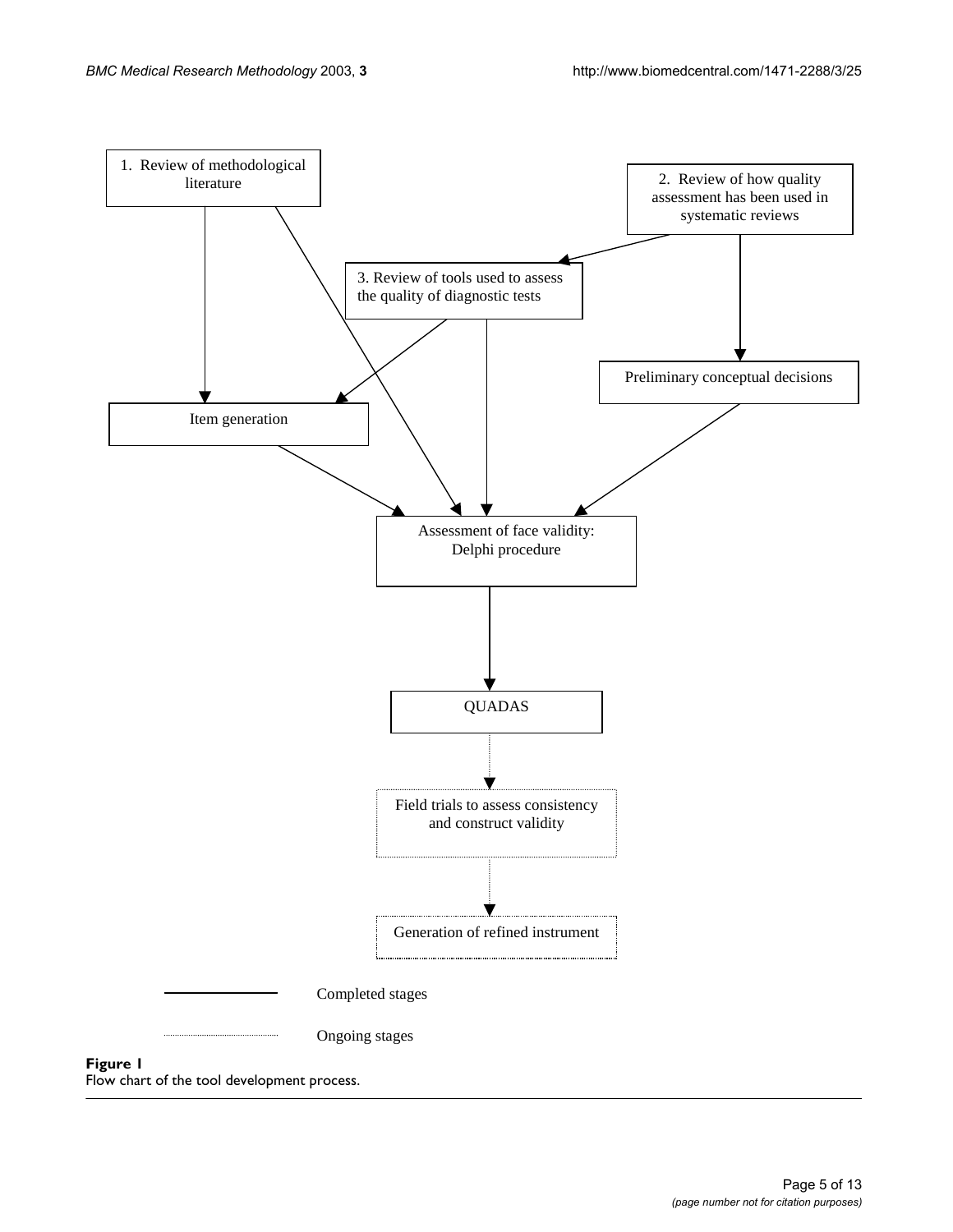1. Review of methodological literature

2. Review of how quality assessment has been used in systematic reviews

3. Review of tools used to assess the quality of diagnostic tests

Preliminary conceptual decisions

Item generation

Assessment of face validity: Delphi procedure

QUADAS

Field trials to assess consistency and construct validity

Generation of refined instrument

Completed stages

Ongoing stages

**Figure 1**
Flow chart of the tool development process.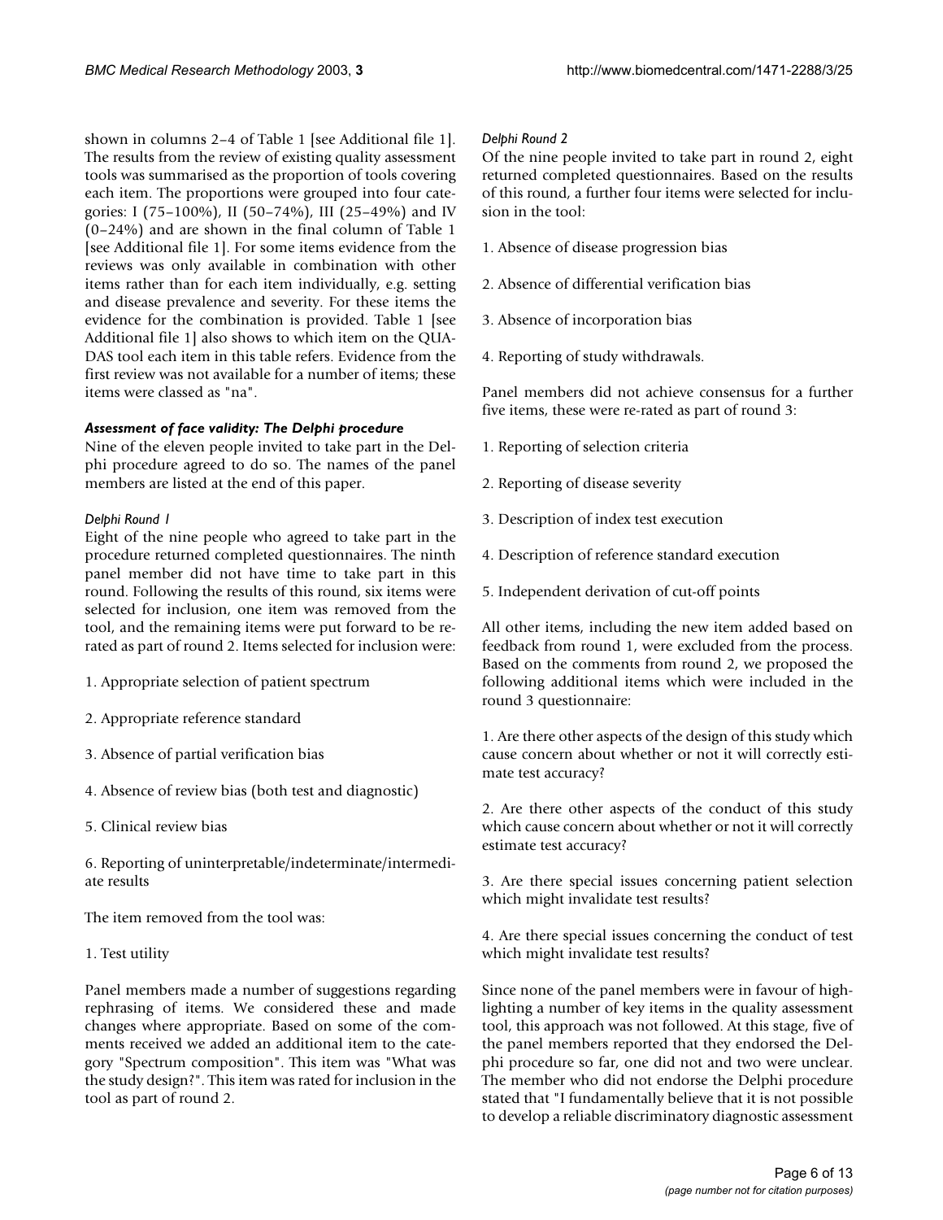shown in columns 2–4 of Table 1 [see Additional file 1]. The results from the review of existing quality assessment tools was summarised as the proportion of tools covering each item. The proportions were grouped into four categories: I (75–100%), II (50–74%), III (25–49%) and IV (0–24%) and are shown in the final column of Table 1 [see Additional file 1]. For some items evidence from the reviews was only available in combination with other items rather than for each item individually, e.g. setting and disease prevalence and severity. For these items the evidence for the combination is provided. Table 1 [see Additional file 1] also shows to which item on the QUADAS tool each item in this table refers. Evidence from the first review was not available for a number of items; these items were classed as "na".

### *Assessment of face validity: The Delphi procedure*

Nine of the eleven people invited to take part in the Delphi procedure agreed to do so. The names of the panel members are listed at the end of this paper.

#### *Delphi Round 1*

Eight of the nine people who agreed to take part in the procedure returned completed questionnaires. The ninth panel member did not have time to take part in this round. Following the results of this round, six items were selected for inclusion, one item was removed from the tool, and the remaining items were put forward to be re-rated as part of round 2. Items selected for inclusion were:

1. Appropriate selection of patient spectrum

2. Appropriate reference standard

3. Absence of partial verification bias

4. Absence of review bias (both test and diagnostic)

5. Clinical review bias

6. Reporting of uninterpretable/indeterminate/intermediate results

The item removed from the tool was:

1. Test utility

Panel members made a number of suggestions regarding rephrasing of items. We considered these and made changes where appropriate. Based on some of the comments received we added an additional item to the category "Spectrum composition". This item was "What was the study design?". This item was rated for inclusion in the tool as part of round 2.

#### *Delphi Round 2*

Of the nine people invited to take part in round 2, eight returned completed questionnaires. Based on the results of this round, a further four items were selected for inclusion in the tool:

1. Absence of disease progression bias

2. Absence of differential verification bias

3. Absence of incorporation bias

4. Reporting of study withdrawals.

Panel members did not achieve consensus for a further five items, these were re-rated as part of round 3:

1. Reporting of selection criteria

2. Reporting of disease severity

3. Description of index test execution

4. Description of reference standard execution

5. Independent derivation of cut-off points

All other items, including the new item added based on feedback from round 1, were excluded from the process. Based on the comments from round 2, we proposed the following additional items which were included in the round 3 questionnaire:

1. Are there other aspects of the design of this study which cause concern about whether or not it will correctly estimate test accuracy?

2. Are there other aspects of the conduct of this study which cause concern about whether or not it will correctly estimate test accuracy?

3. Are there special issues concerning patient selection which might invalidate test results?

4. Are there special issues concerning the conduct of test which might invalidate test results?

Since none of the panel members were in favour of highlighting a number of key items in the quality assessment tool, this approach was not followed. At this stage, five of the panel members reported that they endorsed the Delphi procedure so far, one did not and two were unclear. The member who did not endorse the Delphi procedure stated that "I fundamentally believe that it is not possible to develop a reliable discriminatory diagnostic assessment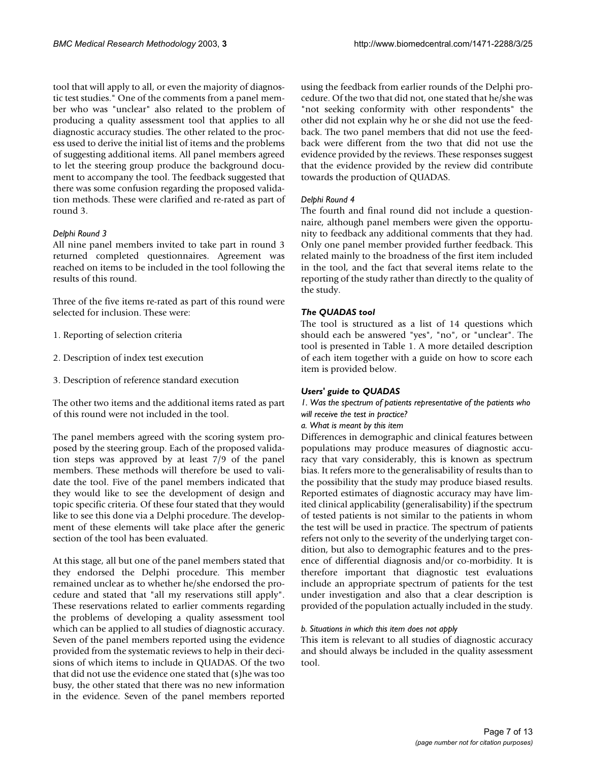tool that will apply to all, or even the majority of diagnostic test studies." One of the comments from a panel member who was "unclear" also related to the problem of producing a quality assessment tool that applies to all diagnostic accuracy studies. The other related to the process used to derive the initial list of items and the problems of suggesting additional items. All panel members agreed to let the steering group produce the background document to accompany the tool. The feedback suggested that there was some confusion regarding the proposed validation methods. These were clarified and re-rated as part of round 3.

*Delphi Round 3*

All nine panel members invited to take part in round 3 returned completed questionnaires. Agreement was reached on items to be included in the tool following the results of this round.

Three of the five items re-rated as part of this round were selected for inclusion. These were:

1. Reporting of selection criteria

2. Description of index test execution

3. Description of reference standard execution

The other two items and the additional items rated as part of this round were not included in the tool.

The panel members agreed with the scoring system proposed by the steering group. Each of the proposed validation steps was approved by at least 7/9 of the panel members. These methods will therefore be used to validate the tool. Five of the panel members indicated that they would like to see the development of design and topic specific criteria. Of these four stated that they would like to see this done via a Delphi procedure. The development of these elements will take place after the generic section of the tool has been evaluated.

At this stage, all but one of the panel members stated that they endorsed the Delphi procedure. This member remained unclear as to whether he/she endorsed the procedure and stated that "all my reservations still apply". These reservations related to earlier comments regarding the problems of developing a quality assessment tool which can be applied to all studies of diagnostic accuracy. Seven of the panel members reported using the evidence provided from the systematic reviews to help in their decisions of which items to include in QUADAS. Of the two that did not use the evidence one stated that (s)he was too busy, the other stated that there was no new information in the evidence. Seven of the panel members reported using the feedback from earlier rounds of the Delphi procedure. Of the two that did not, one stated that he/she was "not seeking conformity with other respondents" the other did not explain why he or she did not use the feedback. The two panel members that did not use the feedback were different from the two that did not use the evidence provided by the reviews. These responses suggest that the evidence provided by the review did contribute towards the production of QUADAS.

*Delphi Round 4*

The fourth and final round did not include a questionnaire, although panel members were given the opportunity to feedback any additional comments that they had. Only one panel member provided further feedback. This related mainly to the broadness of the first item included in the tool, and the fact that several items relate to the reporting of the study rather than directly to the quality of the study.

### The QUADAS tool

The tool is structured as a list of 14 questions which should each be answered "yes", "no", or "unclear". The tool is presented in Table 1. A more detailed description of each item together with a guide on how to score each item is provided below.

### Users' guide to QUADAS

*1. Was the spectrum of patients representative of the patients who will receive the test in practice?*

*a. What is meant by this item*

Differences in demographic and clinical features between populations may produce measures of diagnostic accuracy that vary considerably, this is known as spectrum bias. It refers more to the generalisability of results than to the possibility that the study may produce biased results. Reported estimates of diagnostic accuracy may have limited clinical applicability (generalisability) if the spectrum of tested patients is not similar to the patients in whom the test will be used in practice. The spectrum of patients refers not only to the severity of the underlying target condition, but also to demographic features and to the presence of differential diagnosis and/or co-morbidity. It is therefore important that diagnostic test evaluations include an appropriate spectrum of patients for the test under investigation and also that a clear description is provided of the population actually included in the study.

*b. Situations in which this item does not apply*

This item is relevant to all studies of diagnostic accuracy and should always be included in the quality assessment tool.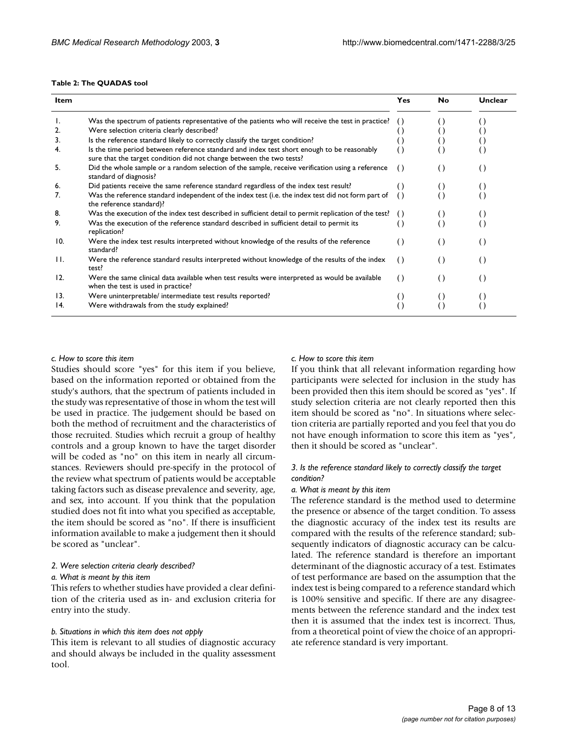**Table 2: The QUADAS tool**

| Item | | Yes | No | Unclear |
|---|---|---|---|---|
| 1. | Was the spectrum of patients representative of the patients who will receive the test in practice? | () | () | () |
| 2. | Were selection criteria clearly described? | () | () | () |
| 3. | Is the reference standard likely to correctly classify the target condition? | () | () | () |
| 4. | Is the time period between reference standard and index test short enough to be reasonably sure that the target condition did not change between the two tests? | () | () | () |
| 5. | Did the whole sample or a random selection of the sample, receive verification using a reference standard of diagnosis? | () | () | () |
| 6. | Did patients receive the same reference standard regardless of the index test result? | () | () | () |
| 7. | Was the reference standard independent of the index test (i.e. the index test did not form part of the reference standard)? | () | () | () |
| 8. | Was the execution of the index test described in sufficient detail to permit replication of the test? | () | () | () |
| 9. | Was the execution of the reference standard described in sufficient detail to permit its replication? | () | () | () |
| 10. | Were the index test results interpreted without knowledge of the results of the reference standard? | () | () | () |
| 11. | Were the reference standard results interpreted without knowledge of the results of the index test? | () | () | () |
| 12. | Were the same clinical data available when test results were interpreted as would be available when the test is used in practice? | () | () | () |
| 13. | Were uninterpretable/ intermediate test results reported? | () | () | () |
| 14. | Were withdrawals from the study explained? | () | () | () |

*c. How to score this item*

Studies should score "yes" for this item if you believe, based on the information reported or obtained from the study's authors, that the spectrum of patients included in the study was representative of those in whom the test will be used in practice. The judgement should be based on both the method of recruitment and the characteristics of those recruited. Studies which recruit a group of healthy controls and a group known to have the target disorder will be coded as "no" on this item in nearly all circumstances. Reviewers should pre-specify in the protocol of the review what spectrum of patients would be acceptable taking factors such as disease prevalence and severity, age, and sex, into account. If you think that the population studied does not fit into what you specified as acceptable, the item should be scored as "no". If there is insufficient information available to make a judgement then it should be scored as "unclear".

*2. Were selection criteria clearly described?*

*a. What is meant by this item*

This refers to whether studies have provided a clear definition of the criteria used as in- and exclusion criteria for entry into the study.

*b. Situations in which this item does not apply*

This item is relevant to all studies of diagnostic accuracy and should always be included in the quality assessment tool.

*c. How to score this item*

If you think that all relevant information regarding how participants were selected for inclusion in the study has been provided then this item should be scored as "yes". If study selection criteria are not clearly reported then this item should be scored as "no". In situations where selection criteria are partially reported and you feel that you do not have enough information to score this item as "yes", then it should be scored as "unclear".

*3. Is the reference standard likely to correctly classify the target condition?*

*a. What is meant by this item*

The reference standard is the method used to determine the presence or absence of the target condition. To assess the diagnostic accuracy of the index test its results are compared with the results of the reference standard; subsequently indicators of diagnostic accuracy can be calculated. The reference standard is therefore an important determinant of the diagnostic accuracy of a test. Estimates of test performance are based on the assumption that the index test is being compared to a reference standard which is 100% sensitive and specific. If there are any disagreements between the reference standard and the index test then it is assumed that the index test is incorrect. Thus, from a theoretical point of view the choice of an appropriate reference standard is very important.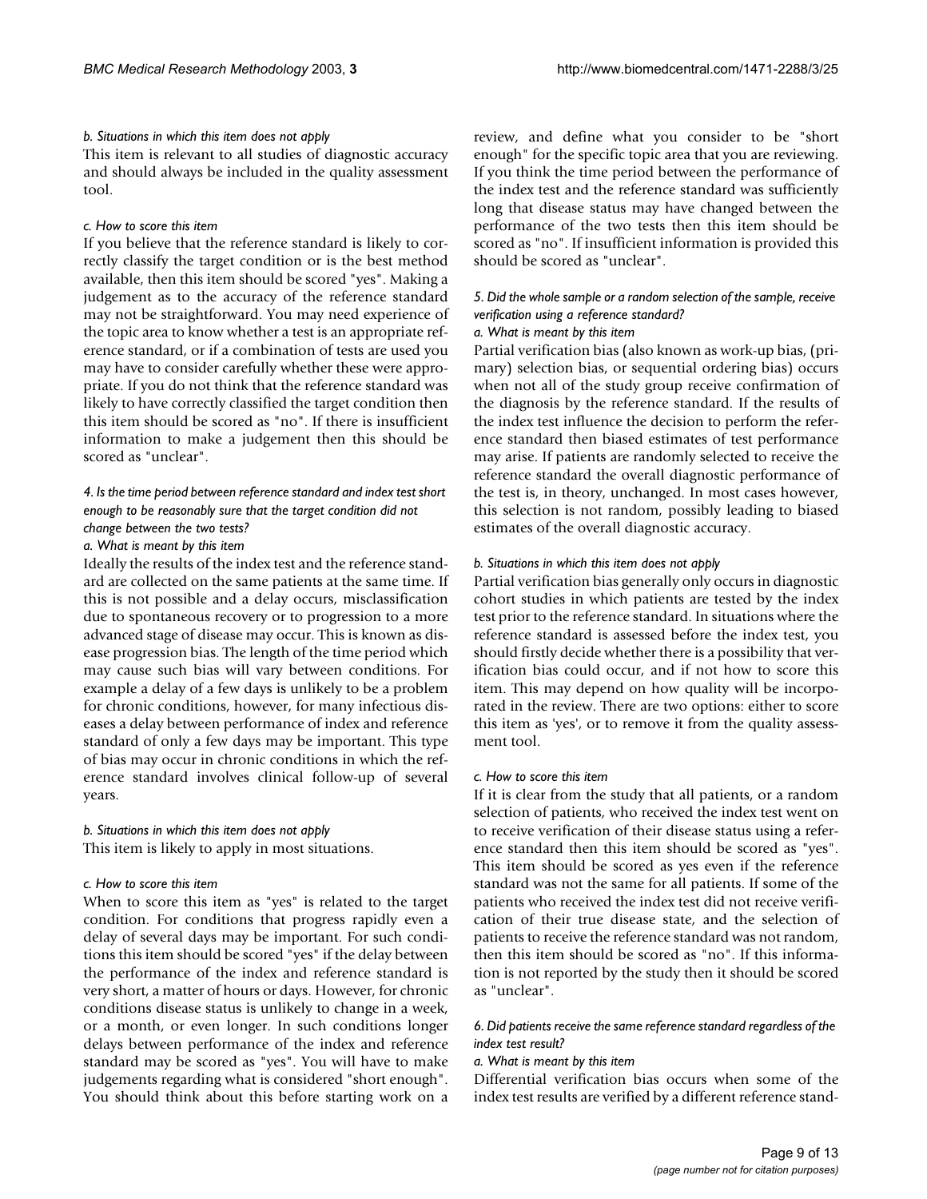*b. Situations in which this item does not apply*

This item is relevant to all studies of diagnostic accuracy and should always be included in the quality assessment tool.

*c. How to score this item*

If you believe that the reference standard is likely to correctly classify the target condition or is the best method available, then this item should be scored "yes". Making a judgement as to the accuracy of the reference standard may not be straightforward. You may need experience of the topic area to know whether a test is an appropriate reference standard, or if a combination of tests are used you may have to consider carefully whether these were appropriate. If you do not think that the reference standard was likely to have correctly classified the target condition then this item should be scored as "no". If there is insufficient information to make a judgement then this should be scored as "unclear".

*4. Is the time period between reference standard and index test short enough to be reasonably sure that the target condition did not change between the two tests?*

*a. What is meant by this item*

Ideally the results of the index test and the reference standard are collected on the same patients at the same time. If this is not possible and a delay occurs, misclassification due to spontaneous recovery or to progression to a more advanced stage of disease may occur. This is known as disease progression bias. The length of the time period which may cause such bias will vary between conditions. For example a delay of a few days is unlikely to be a problem for chronic conditions, however, for many infectious diseases a delay between performance of index and reference standard of only a few days may be important. This type of bias may occur in chronic conditions in which the reference standard involves clinical follow-up of several years.

*b. Situations in which this item does not apply*

This item is likely to apply in most situations.

*c. How to score this item*

When to score this item as "yes" is related to the target condition. For conditions that progress rapidly even a delay of several days may be important. For such conditions this item should be scored "yes" if the delay between the performance of the index and reference standard is very short, a matter of hours or days. However, for chronic conditions disease status is unlikely to change in a week, or a month, or even longer. In such conditions longer delays between performance of the index and reference standard may be scored as "yes". You will have to make judgements regarding what is considered "short enough". You should think about this before starting work on a review, and define what you consider to be "short enough" for the specific topic area that you are reviewing. If you think the time period between the performance of the index test and the reference standard was sufficiently long that disease status may have changed between the performance of the two tests then this item should be scored as "no". If insufficient information is provided this should be scored as "unclear".

*5. Did the whole sample or a random selection of the sample, receive verification using a reference standard?*

*a. What is meant by this item*

Partial verification bias (also known as work-up bias, (primary) selection bias, or sequential ordering bias) occurs when not all of the study group receive confirmation of the diagnosis by the reference standard. If the results of the index test influence the decision to perform the reference standard then biased estimates of test performance may arise. If patients are randomly selected to receive the reference standard the overall diagnostic performance of the test is, in theory, unchanged. In most cases however, this selection is not random, possibly leading to biased estimates of the overall diagnostic accuracy.

*b. Situations in which this item does not apply*

Partial verification bias generally only occurs in diagnostic cohort studies in which patients are tested by the index test prior to the reference standard. In situations where the reference standard is assessed before the index test, you should firstly decide whether there is a possibility that verification bias could occur, and if not how to score this item. This may depend on how quality will be incorporated in the review. There are two options: either to score this item as 'yes', or to remove it from the quality assessment tool.

*c. How to score this item*

If it is clear from the study that all patients, or a random selection of patients, who received the index test went on to receive verification of their disease status using a reference standard then this item should be scored as "yes". This item should be scored as yes even if the reference standard was not the same for all patients. If some of the patients who received the index test did not receive verification of their true disease state, and the selection of patients to receive the reference standard was not random, then this item should be scored as "no". If this information is not reported by the study then it should be scored as "unclear".

*6. Did patients receive the same reference standard regardless of the index test result?*

*a. What is meant by this item*

Differential verification bias occurs when some of the index test results are verified by a different reference stand-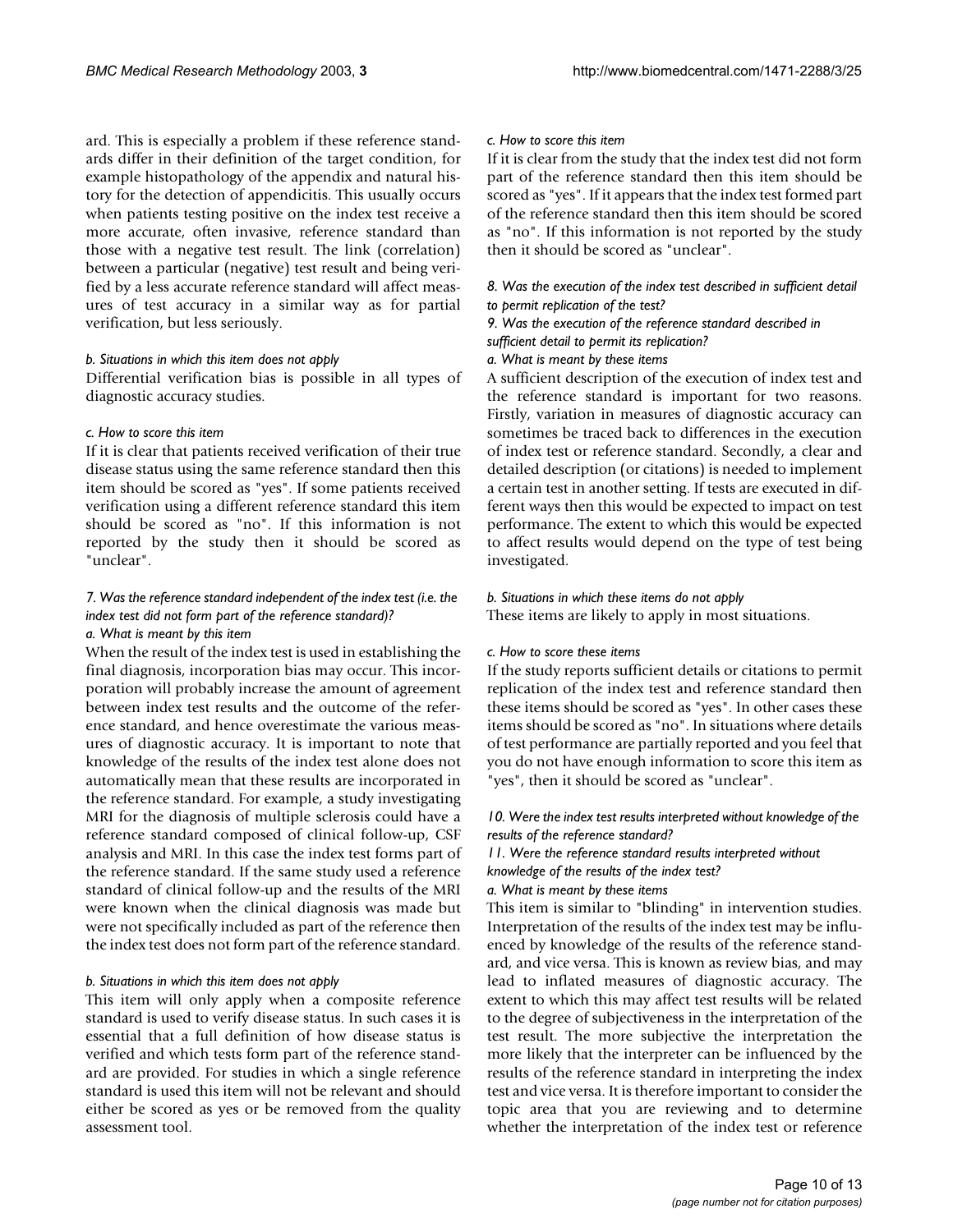ard. This is especially a problem if these reference standards differ in their definition of the target condition, for example histopathology of the appendix and natural history for the detection of appendicitis. This usually occurs when patients testing positive on the index test receive a more accurate, often invasive, reference standard than those with a negative test result. The link (correlation) between a particular (negative) test result and being verified by a less accurate reference standard will affect measures of test accuracy in a similar way as for partial verification, but less seriously.

*b. Situations in which this item does not apply*

Differential verification bias is possible in all types of diagnostic accuracy studies.

*c. How to score this item*

If it is clear that patients received verification of their true disease status using the same reference standard then this item should be scored as "yes". If some patients received verification using a different reference standard this item should be scored as "no". If this information is not reported by the study then it should be scored as "unclear".

*7. Was the reference standard independent of the index test (i.e. the index test did not form part of the reference standard)?*

*a. What is meant by this item*

When the result of the index test is used in establishing the final diagnosis, incorporation bias may occur. This incorporation will probably increase the amount of agreement between index test results and the outcome of the reference standard, and hence overestimate the various measures of diagnostic accuracy. It is important to note that knowledge of the results of the index test alone does not automatically mean that these results are incorporated in the reference standard. For example, a study investigating MRI for the diagnosis of multiple sclerosis could have a reference standard composed of clinical follow-up, CSF analysis and MRI. In this case the index test forms part of the reference standard. If the same study used a reference standard of clinical follow-up and the results of the MRI were known when the clinical diagnosis was made but were not specifically included as part of the reference then the index test does not form part of the reference standard.

*b. Situations in which this item does not apply*

This item will only apply when a composite reference standard is used to verify disease status. In such cases it is essential that a full definition of how disease status is verified and which tests form part of the reference standard are provided. For studies in which a single reference standard is used this item will not be relevant and should either be scored as yes or be removed from the quality assessment tool.

*c. How to score this item*

If it is clear from the study that the index test did not form part of the reference standard then this item should be scored as "yes". If it appears that the index test formed part of the reference standard then this item should be scored as "no". If this information is not reported by the study then it should be scored as "unclear".

*8. Was the execution of the index test described in sufficient detail to permit replication of the test?*

*9. Was the execution of the reference standard described in sufficient detail to permit its replication?*

*a. What is meant by these items*

A sufficient description of the execution of index test and the reference standard is important for two reasons. Firstly, variation in measures of diagnostic accuracy can sometimes be traced back to differences in the execution of index test or reference standard. Secondly, a clear and detailed description (or citations) is needed to implement a certain test in another setting. If tests are executed in different ways then this would be expected to impact on test performance. The extent to which this would be expected to affect results would depend on the type of test being investigated.

*b. Situations in which these items do not apply*

These items are likely to apply in most situations.

*c. How to score these items*

If the study reports sufficient details or citations to permit replication of the index test and reference standard then these items should be scored as "yes". In other cases these items should be scored as "no". In situations where details of test performance are partially reported and you feel that you do not have enough information to score this item as "yes", then it should be scored as "unclear".

*10. Were the index test results interpreted without knowledge of the results of the reference standard?*

*11. Were the reference standard results interpreted without knowledge of the results of the index test?*

*a. What is meant by these items*

This item is similar to "blinding" in intervention studies. Interpretation of the results of the index test may be influenced by knowledge of the results of the reference standard, and vice versa. This is known as review bias, and may lead to inflated measures of diagnostic accuracy. The extent to which this may affect test results will be related to the degree of subjectiveness in the interpretation of the test result. The more subjective the interpretation the more likely that the interpreter can be influenced by the results of the reference standard in interpreting the index test and vice versa. It is therefore important to consider the topic area that you are reviewing and to determine whether the interpretation of the index test or reference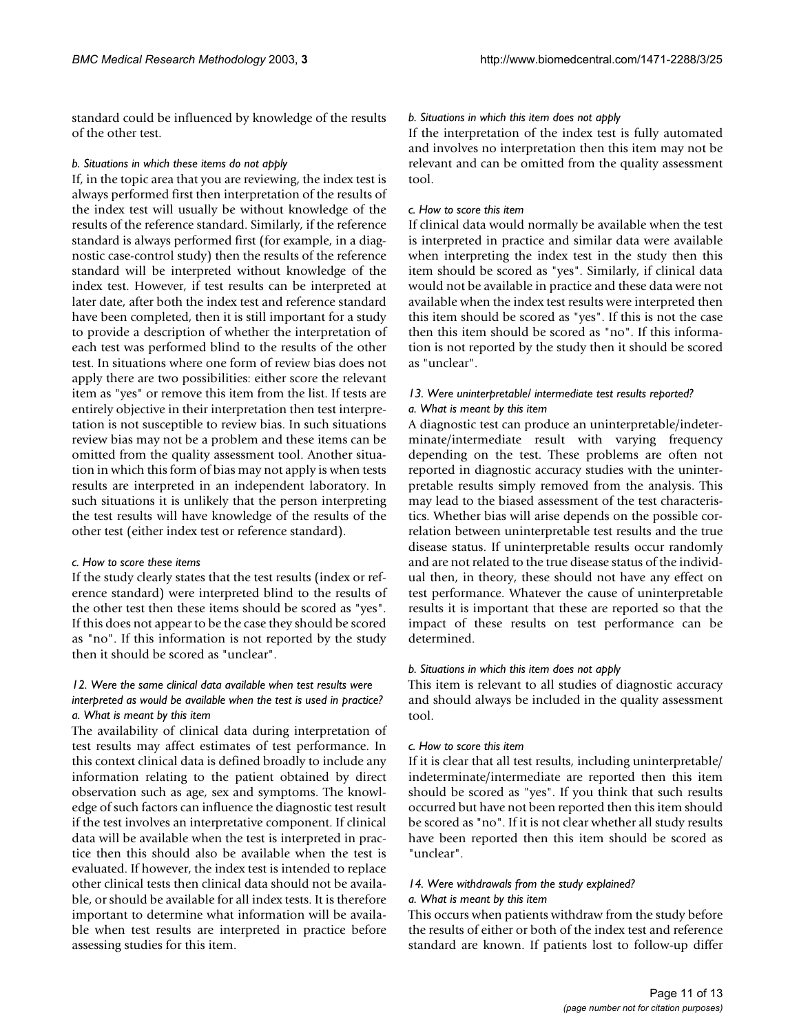standard could be influenced by knowledge of the results of the other test.

*b. Situations in which these items do not apply*

If, in the topic area that you are reviewing, the index test is always performed first then interpretation of the results of the index test will usually be without knowledge of the results of the reference standard. Similarly, if the reference standard is always performed first (for example, in a diagnostic case-control study) then the results of the reference standard will be interpreted without knowledge of the index test. However, if test results can be interpreted at later date, after both the index test and reference standard have been completed, then it is still important for a study to provide a description of whether the interpretation of each test was performed blind to the results of the other test. In situations where one form of review bias does not apply there are two possibilities: either score the relevant item as "yes" or remove this item from the list. If tests are entirely objective in their interpretation then test interpretation is not susceptible to review bias. In such situations review bias may not be a problem and these items can be omitted from the quality assessment tool. Another situation in which this form of bias may not apply is when tests results are interpreted in an independent laboratory. In such situations it is unlikely that the person interpreting the test results will have knowledge of the results of the other test (either index test or reference standard).

*c. How to score these items*

If the study clearly states that the test results (index or reference standard) were interpreted blind to the results of the other test then these items should be scored as "yes". If this does not appear to be the case they should be scored as "no". If this information is not reported by the study then it should be scored as "unclear".

*12. Were the same clinical data available when test results were interpreted as would be available when the test is used in practice?*

*a. What is meant by this item*

The availability of clinical data during interpretation of test results may affect estimates of test performance. In this context clinical data is defined broadly to include any information relating to the patient obtained by direct observation such as age, sex and symptoms. The knowledge of such factors can influence the diagnostic test result if the test involves an interpretative component. If clinical data will be available when the test is interpreted in practice then this should also be available when the test is evaluated. If however, the index test is intended to replace other clinical tests then clinical data should not be available, or should be available for all index tests. It is therefore important to determine what information will be available when test results are interpreted in practice before assessing studies for this item.

*b. Situations in which this item does not apply*

If the interpretation of the index test is fully automated and involves no interpretation then this item may not be relevant and can be omitted from the quality assessment tool.

*c. How to score this item*

If clinical data would normally be available when the test is interpreted in practice and similar data were available when interpreting the index test in the study then this item should be scored as "yes". Similarly, if clinical data would not be available in practice and these data were not available when the index test results were interpreted then this item should be scored as "yes". If this is not the case then this item should be scored as "no". If this information is not reported by the study then it should be scored as "unclear".

*13. Were uninterpretable/ intermediate test results reported?*

*a. What is meant by this item*

A diagnostic test can produce an uninterpretable/indeterminate/intermediate result with varying frequency depending on the test. These problems are often not reported in diagnostic accuracy studies with the uninterpretable results simply removed from the analysis. This may lead to the biased assessment of the test characteristics. Whether bias will arise depends on the possible correlation between uninterpretable test results and the true disease status. If uninterpretable results occur randomly and are not related to the true disease status of the individual then, in theory, these should not have any effect on test performance. Whatever the cause of uninterpretable results it is important that these are reported so that the impact of these results on test performance can be determined.

*b. Situations in which this item does not apply*

This item is relevant to all studies of diagnostic accuracy and should always be included in the quality assessment tool.

*c. How to score this item*

If it is clear that all test results, including uninterpretable/ indeterminate/intermediate are reported then this item should be scored as "yes". If you think that such results occurred but have not been reported then this item should be scored as "no". If it is not clear whether all study results have been reported then this item should be scored as "unclear".

*14. Were withdrawals from the study explained?*

*a. What is meant by this item*

This occurs when patients withdraw from the study before the results of either or both of the index test and reference standard are known. If patients lost to follow-up differ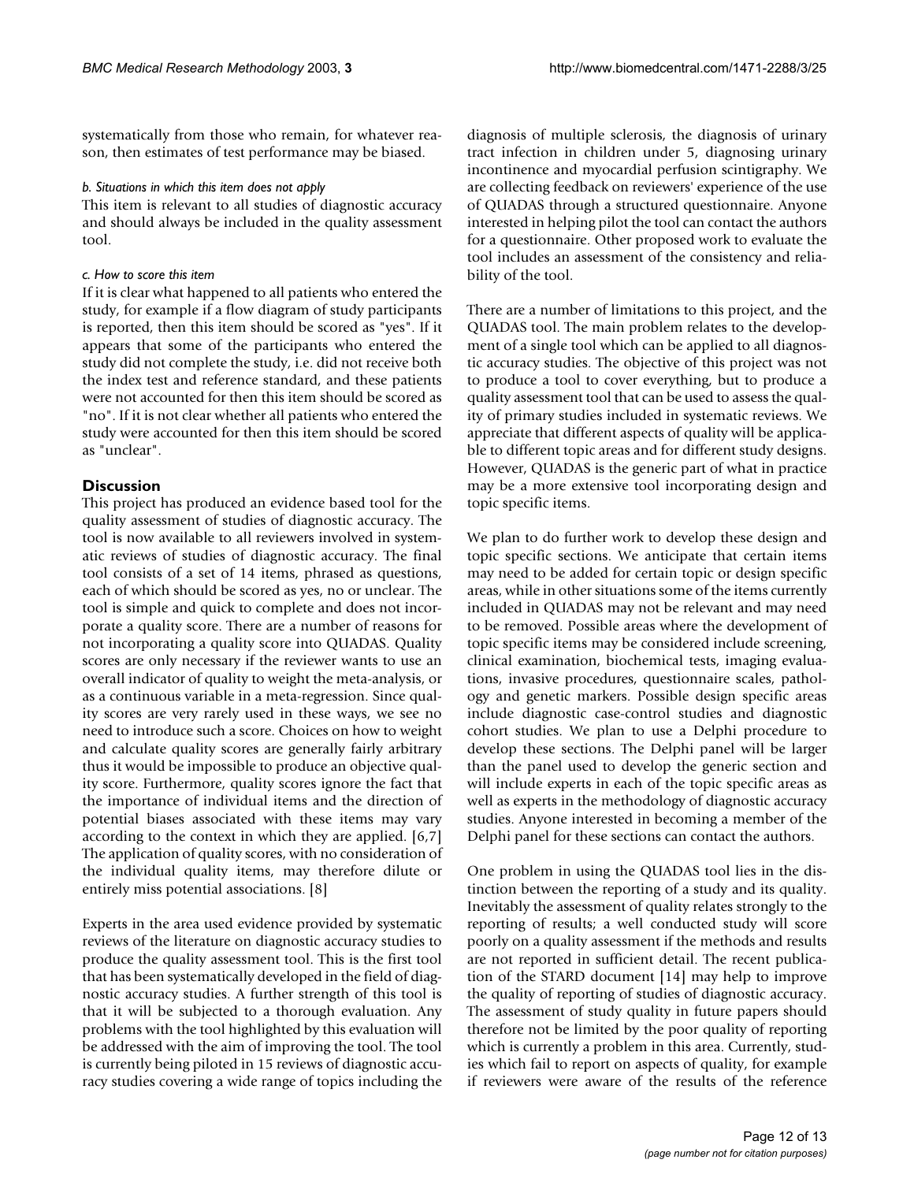systematically from those who remain, for whatever reason, then estimates of test performance may be biased.

*b. Situations in which this item does not apply*

This item is relevant to all studies of diagnostic accuracy and should always be included in the quality assessment tool.

*c. How to score this item*

If it is clear what happened to all patients who entered the study, for example if a flow diagram of study participants is reported, then this item should be scored as "yes". If it appears that some of the participants who entered the study did not complete the study, i.e. did not receive both the index test and reference standard, and these patients were not accounted for then this item should be scored as "no". If it is not clear whether all patients who entered the study were accounted for then this item should be scored as "unclear".

## Discussion

This project has produced an evidence based tool for the quality assessment of studies of diagnostic accuracy. The tool is now available to all reviewers involved in systematic reviews of studies of diagnostic accuracy. The final tool consists of a set of 14 items, phrased as questions, each of which should be scored as yes, no or unclear. The tool is simple and quick to complete and does not incorporate a quality score. There are a number of reasons for not incorporating a quality score into QUADAS. Quality scores are only necessary if the reviewer wants to use an overall indicator of quality to weight the meta-analysis, or as a continuous variable in a meta-regression. Since quality scores are very rarely used in these ways, we see no need to introduce such a score. Choices on how to weight and calculate quality scores are generally fairly arbitrary thus it would be impossible to produce an objective quality score. Furthermore, quality scores ignore the fact that the importance of individual items and the direction of potential biases associated with these items may vary according to the context in which they are applied. [6,7] The application of quality scores, with no consideration of the individual quality items, may therefore dilute or entirely miss potential associations. [8]

Experts in the area used evidence provided by systematic reviews of the literature on diagnostic accuracy studies to produce the quality assessment tool. This is the first tool that has been systematically developed in the field of diagnostic accuracy studies. A further strength of this tool is that it will be subjected to a thorough evaluation. Any problems with the tool highlighted by this evaluation will be addressed with the aim of improving the tool. The tool is currently being piloted in 15 reviews of diagnostic accuracy studies covering a wide range of topics including the diagnosis of multiple sclerosis, the diagnosis of urinary tract infection in children under 5, diagnosing urinary incontinence and myocardial perfusion scintigraphy. We are collecting feedback on reviewers' experience of the use of QUADAS through a structured questionnaire. Anyone interested in helping pilot the tool can contact the authors for a questionnaire. Other proposed work to evaluate the tool includes an assessment of the consistency and reliability of the tool.

There are a number of limitations to this project, and the QUADAS tool. The main problem relates to the development of a single tool which can be applied to all diagnostic accuracy studies. The objective of this project was not to produce a tool to cover everything, but to produce a quality assessment tool that can be used to assess the quality of primary studies included in systematic reviews. We appreciate that different aspects of quality will be applicable to different topic areas and for different study designs. However, QUADAS is the generic part of what in practice may be a more extensive tool incorporating design and topic specific items.

We plan to do further work to develop these design and topic specific sections. We anticipate that certain items may need to be added for certain topic or design specific areas, while in other situations some of the items currently included in QUADAS may not be relevant and may need to be removed. Possible areas where the development of topic specific items may be considered include screening, clinical examination, biochemical tests, imaging evaluations, invasive procedures, questionnaire scales, pathology and genetic markers. Possible design specific areas include diagnostic case-control studies and diagnostic cohort studies. We plan to use a Delphi procedure to develop these sections. The Delphi panel will be larger than the panel used to develop the generic section and will include experts in each of the topic specific areas as well as experts in the methodology of diagnostic accuracy studies. Anyone interested in becoming a member of the Delphi panel for these sections can contact the authors.

One problem in using the QUADAS tool lies in the distinction between the reporting of a study and its quality. Inevitably the assessment of quality relates strongly to the reporting of results; a well conducted study will score poorly on a quality assessment if the methods and results are not reported in sufficient detail. The recent publication of the STARD document [14] may help to improve the quality of reporting of studies of diagnostic accuracy. The assessment of study quality in future papers should therefore not be limited by the poor quality of reporting which is currently a problem in this area. Currently, studies which fail to report on aspects of quality, for example if reviewers were aware of the results of the reference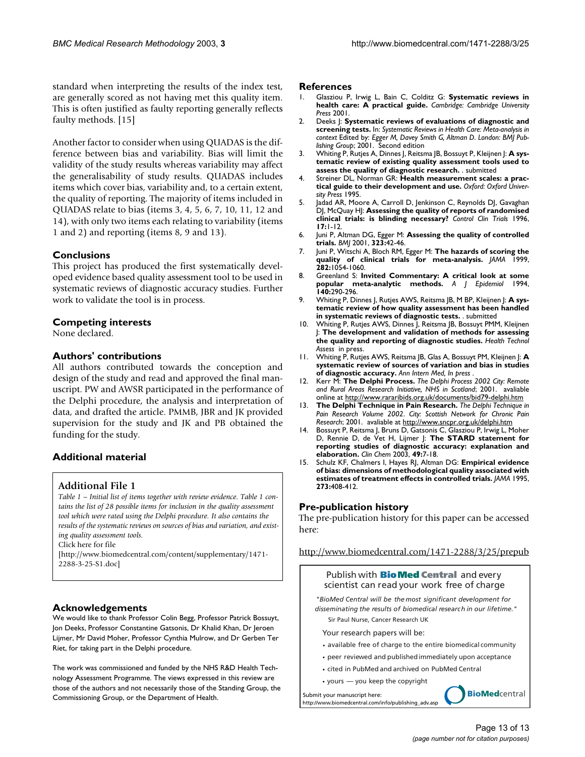standard when interpreting the results of the index test, are generally scored as not having met this quality item. This is often justified as faulty reporting generally reflects faulty methods. [15]

Another factor to consider when using QUADAS is the difference between bias and variability. Bias will limit the validity of the study results whereas variability may affect the generalisability of study results. QUADAS includes items which cover bias, variability and, to a certain extent, the quality of reporting. The majority of items included in QUADAS relate to bias (items 3, 4, 5, 6, 7, 10, 11, 12 and 14), with only two items each relating to variability (items 1 and 2) and reporting (items 8, 9 and 13).

## Conclusions

This project has produced the first systematically developed evidence based quality assessment tool to be used in systematic reviews of diagnostic accuracy studies. Further work to validate the tool is in process.

## Competing interests

None declared.

## Authors' contributions

All authors contributed towards the conception and design of the study and read and approved the final manuscript. PW and AWSR participated in the performance of the Delphi procedure, the analysis and interpretation of data, and drafted the article. PMMB, JBR and JK provided supervision for the study and JK and PB obtained the funding for the study.

## Additional material

### Additional File 1

*Table 1 – Initial list of items together with review evidence. Table 1 contains the list of 28 possible items for inclusion in the quality assessment tool which were rated using the Delphi procedure. It also contains the results of the systematic reviews on sources of bias and variation, and existing quality assessment tools.*

Click here for file

[http://www.biomedcentral.com/content/supplementary/1471-2288-3-25-S1.doc]

## Acknowledgements

We would like to thank Professor Colin Begg, Professor Patrick Bossuyt, Jon Deeks, Professor Constantine Gatsonis, Dr Khalid Khan, Dr Jeroen Lijmer, Mr David Moher, Professor Cynthia Mulrow, and Dr Gerben Ter Riet, for taking part in the Delphi procedure.

The work was commissioned and funded by the NHS R&D Health Technology Assessment Programme. The views expressed in this review are those of the authors and not necessarily those of the Standing Group, the Commissioning Group, or the Department of Health.

## References

1. Glasziou P, Irwig L, Bain C, Colditz G: **Systematic reviews in health care: A practical guide.** *Cambridge: Cambridge University Press* 2001.
2. Deeks J: **Systematic reviews of evaluations of diagnostic and screening tests.** In: *Systematic Reviews in Health Care: Meta-analysis in context* Edited by: *Egger M, Davey Smith G, Altman D. London: BMJ Publishing Group*; 2001. Second edition
3. Whiting P, Rutjes A, Dinnes J, Reitsma JB, Bossuyt P, Kleijnen J: **A systematic review of existing quality assessment tools used to assess the quality of diagnostic research.** . submitted
4. Streiner DL, Norman GR: **Health measurement scales: a practical guide to their development and use.** *Oxford: Oxford University Press* 1995.
5. Jadad AR, Moore A, Carroll D, Jenkinson C, Reynolds DJ, Gavaghan DJ, McQuay HJ: **Assessing the quality of reports of randomised clinical trials: is blinding necessary?** *Control Clin Trials* 1996, **17:**1-12.
6. Juni P, Altman DG, Egger M: **Assessing the quality of controlled trials.** *BMJ* 2001, **323:**42-46.
7. Juni P, Witschi A, Bloch RM, Egger M: **The hazards of scoring the quality of clinical trials for meta-analysis.** *JAMA* 1999, **282:**1054-1060.
8. Greenland S: **Invited Commentary: A critical look at some popular meta-analytic methods.** *A J Epidemiol* 1994, **140:**290-296.
9. Whiting P, Dinnes J, Rutjes AWS, Reitsma JB, M BP, Kleijnen J: **A systematic review of how quality assessment has been handled in systematic reviews of diagnostic tests.** . submitted
10. Whiting P, Rutjes AWS, Dinnes J, Reitsma JB, Bossuyt PMM, Kleijnen J: **The development and validation of methods for assessing the quality and reporting of diagnostic studies.** *Health Technol Assess* in press.
11. Whiting P, Rutjes AWS, Reitsma JB, Glas A, Bossuyt PM, Kleijnen J: **A systematic review of sources of variation and bias in studies of diagnostic accuracy.** *Ann Intern Med, In press* .
12. Kerr M: **The Delphi Process.** *The Delphi Process 2002 City: Remote and Rural Areas Research Initiative, NHS in Scotland*; 2001. avaliable online at http://www.rararibids.org.uk/documents/bid79-delphi.htm
13. **The Delphi Technique in Pain Research.** *The Delphi Technique in Pain Research Volume 2002. City: Scottish Network for Chronic Pain Research*; 2001. avaliable at http://www.sncpr.org.uk/delphi.htm
14. Bossuyt P, Reitsma J, Bruns D, Gatsonis C, Glasziou P, Irwig L, Moher D, Rennie D, de Vet H, Lijmer J: **The STARD statement for reporting studies of diagnostic accuracy: explanation and elaboration.** *Clin Chem* 2003, **49:**7-18.
15. Schulz KF, Chalmers I, Hayes RJ, Altman DG: **Empirical evidence of bias: dimensions of methodological quality associated with estimates of treatment effects in controlled trials.** *JAMA* 1995, **273:**408-412.

## Pre-publication history

The pre-publication history for this paper can be accessed here:

http://www.biomedcentral.com/1471-2288/3/25/prepub

Publish with **BioMed Central** and every scientist can read your work free of charge

*"BioMed Central will be the most significant development for disseminating the results of biomedical research in our lifetime."*

Sir Paul Nurse, Cancer Research UK

Your research papers will be:

- available free of charge to the entire biomedical community
- peer reviewed and published immediately upon acceptance
- cited in PubMed and archived on PubMed Central
- yours — you keep the copyright

Submit your manuscript here:
http://www.biomedcentral.com/info/publishing_adv.asp

BioMedcentral